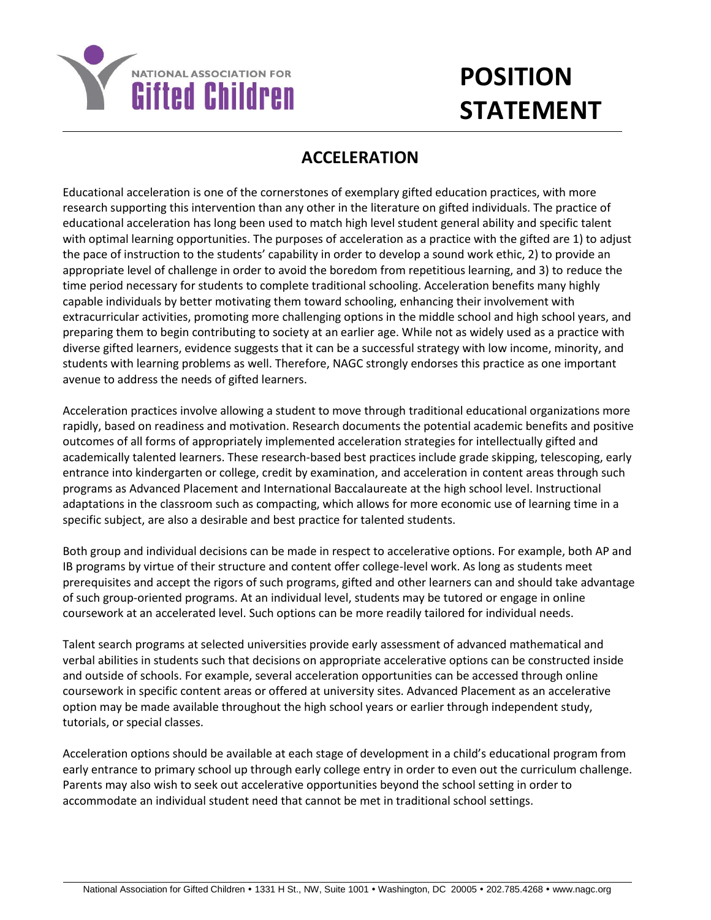NATIONAL ASSOCIATION FOR **Gifted Children**

# POSITION STATEMENT

## ACCELERATION

Educational acceleration is one of the cornerstones of exemplary gifted education practices, with more research supporting this intervention than any other in the literature on gifted individuals. The practice of educational acceleration has long been used to match high level student general ability and specific talent with optimal learning opportunities. The purposes of acceleration as a practice with the gifted are 1) to adjust the pace of instruction to the students' capability in order to develop a sound work ethic, 2) to provide an appropriate level of challenge in order to avoid the boredom from repetitious learning, and 3) to reduce the time period necessary for students to complete traditional schooling. Acceleration benefits many highly capable individuals by better motivating them toward schooling, enhancing their involvement with extracurricular activities, promoting more challenging options in the middle school and high school years, and preparing them to begin contributing to society at an earlier age. While not as widely used as a practice with diverse gifted learners, evidence suggests that it can be a successful strategy with low income, minority, and students with learning problems as well. Therefore, NAGC strongly endorses this practice as one important avenue to address the needs of gifted learners.

Acceleration practices involve allowing a student to move through traditional educational organizations more rapidly, based on readiness and motivation. Research documents the potential academic benefits and positive outcomes of all forms of appropriately implemented acceleration strategies for intellectually gifted and academically talented learners. These research-based best practices include grade skipping, telescoping, early entrance into kindergarten or college, credit by examination, and acceleration in content areas through such programs as Advanced Placement and International Baccalaureate at the high school level. Instructional adaptations in the classroom such as compacting, which allows for more economic use of learning time in a specific subject, are also a desirable and best practice for talented students.

Both group and individual decisions can be made in respect to accelerative options. For example, both AP and IB programs by virtue of their structure and content offer college-level work. As long as students meet prerequisites and accept the rigors of such programs, gifted and other learners can and should take advantage of such group-oriented programs. At an individual level, students may be tutored or engage in online coursework at an accelerated level. Such options can be more readily tailored for individual needs.

Talent search programs at selected universities provide early assessment of advanced mathematical and verbal abilities in students such that decisions on appropriate accelerative options can be constructed inside and outside of schools. For example, several acceleration opportunities can be accessed through online coursework in specific content areas or offered at university sites. Advanced Placement as an accelerative option may be made available throughout the high school years or earlier through independent study, tutorials, or special classes.

Acceleration options should be available at each stage of development in a child's educational program from early entrance to primary school up through early college entry in order to even out the curriculum challenge. Parents may also wish to seek out accelerative opportunities beyond the school setting in order to accommodate an individual student need that cannot be met in traditional school settings.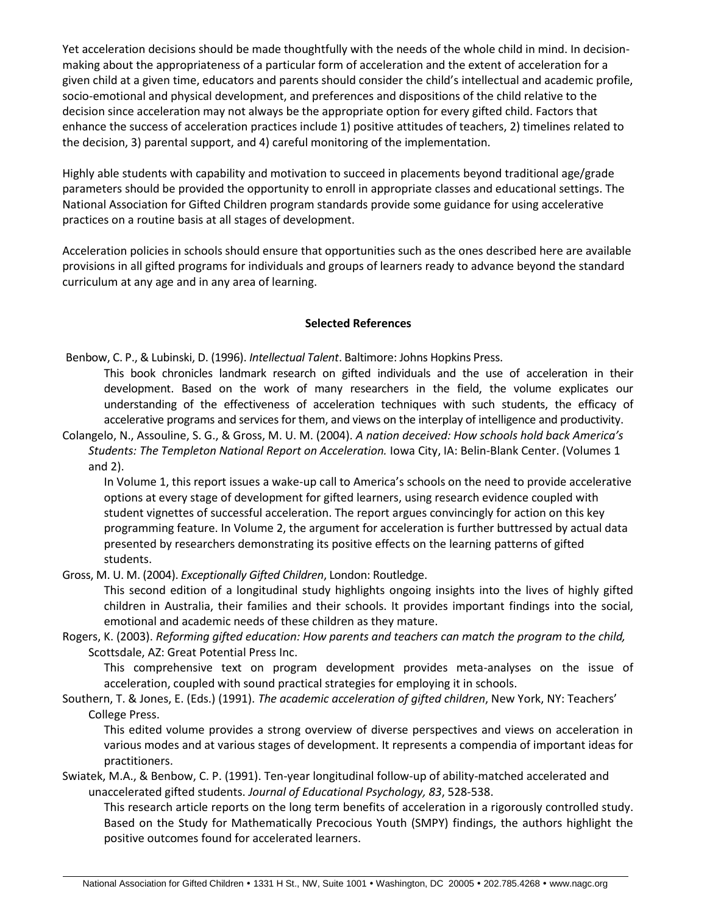Yet acceleration decisions should be made thoughtfully with the needs of the whole child in mind. In decision-making about the appropriateness of a particular form of acceleration and the extent of acceleration for a given child at a given time, educators and parents should consider the child's intellectual and academic profile, socio-emotional and physical development, and preferences and dispositions of the child relative to the decision since acceleration may not always be the appropriate option for every gifted child. Factors that enhance the success of acceleration practices include 1) positive attitudes of teachers, 2) timelines related to the decision, 3) parental support, and 4) careful monitoring of the implementation.

Highly able students with capability and motivation to succeed in placements beyond traditional age/grade parameters should be provided the opportunity to enroll in appropriate classes and educational settings. The National Association for Gifted Children program standards provide some guidance for using accelerative practices on a routine basis at all stages of development.

Acceleration policies in schools should ensure that opportunities such as the ones described here are available provisions in all gifted programs for individuals and groups of learners ready to advance beyond the standard curriculum at any age and in any area of learning.

**Selected References**

Benbow, C. P., & Lubinski, D. (1996). *Intellectual Talent*. Baltimore: Johns Hopkins Press.

> This book chronicles landmark research on gifted individuals and the use of acceleration in their development. Based on the work of many researchers in the field, the volume explicates our understanding of the effectiveness of acceleration techniques with such students, the efficacy of accelerative programs and services for them, and views on the interplay of intelligence and productivity.

Colangelo, N., Assouline, S. G., & Gross, M. U. M. (2004). *A nation deceived: How schools hold back America's Students: The Templeton National Report on Acceleration.* Iowa City, IA: Belin-Blank Center. (Volumes 1 and 2).

> In Volume 1, this report issues a wake-up call to America's schools on the need to provide accelerative options at every stage of development for gifted learners, using research evidence coupled with student vignettes of successful acceleration. The report argues convincingly for action on this key programming feature. In Volume 2, the argument for acceleration is further buttressed by actual data presented by researchers demonstrating its positive effects on the learning patterns of gifted students.

Gross, M. U. M. (2004). *Exceptionally Gifted Children*, London: Routledge.

> This second edition of a longitudinal study highlights ongoing insights into the lives of highly gifted children in Australia, their families and their schools. It provides important findings into the social, emotional and academic needs of these children as they mature.

Rogers, K. (2003). *Reforming gifted education: How parents and teachers can match the program to the child,* Scottsdale, AZ: Great Potential Press Inc.

> This comprehensive text on program development provides meta-analyses on the issue of acceleration, coupled with sound practical strategies for employing it in schools.

Southern, T. & Jones, E. (Eds.) (1991). *The academic acceleration of gifted children*, New York, NY: Teachers' College Press.

> This edited volume provides a strong overview of diverse perspectives and views on acceleration in various modes and at various stages of development. It represents a compendia of important ideas for practitioners.

Swiatek, M.A., & Benbow, C. P. (1991). Ten-year longitudinal follow-up of ability-matched accelerated and unaccelerated gifted students. *Journal of Educational Psychology, 83*, 528-538.

> This research article reports on the long term benefits of acceleration in a rigorously controlled study. Based on the Study for Mathematically Precocious Youth (SMPY) findings, the authors highlight the positive outcomes found for accelerated learners.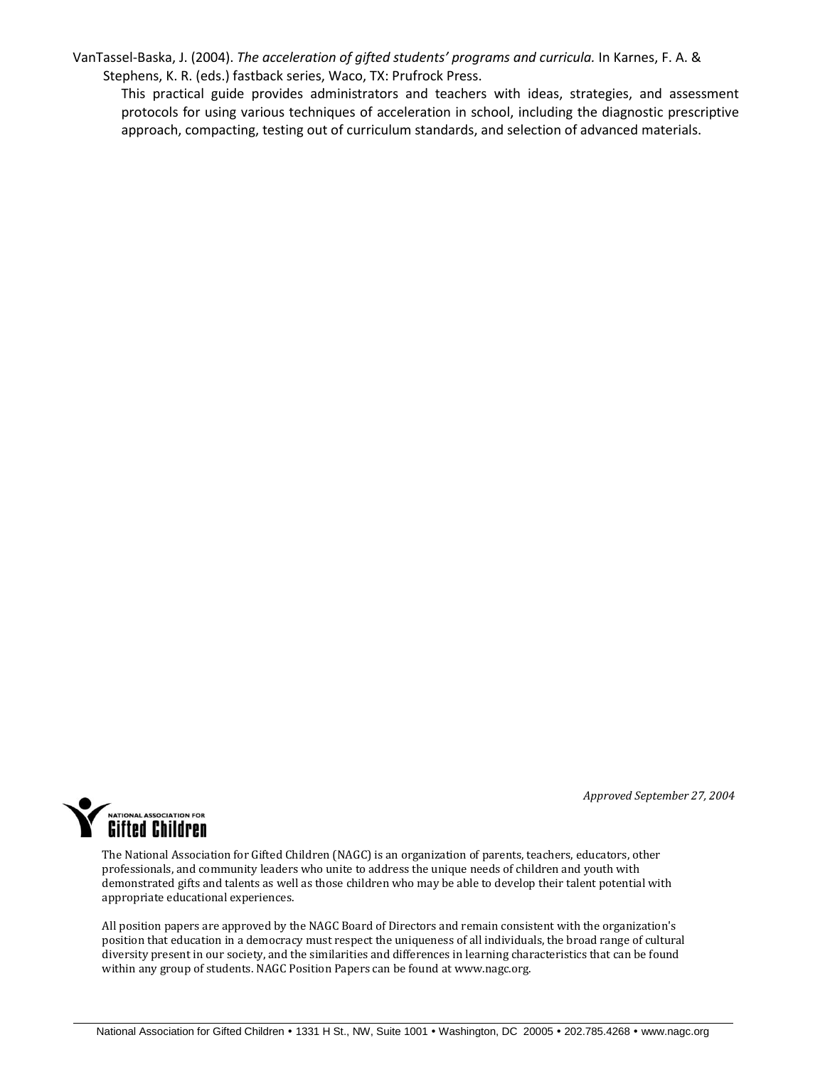VanTassel-Baska, J. (2004). *The acceleration of gifted students' programs and curricula.* In Karnes, F. A. & Stephens, K. R. (eds.) fastback series, Waco, TX: Prufrock Press.

This practical guide provides administrators and teachers with ideas, strategies, and assessment protocols for using various techniques of acceleration in school, including the diagnostic prescriptive approach, compacting, testing out of curriculum standards, and selection of advanced materials.

*Approved September 27, 2004*

NATIONAL ASSOCIATION FOR Gifted Children

The National Association for Gifted Children (NAGC) is an organization of parents, teachers, educators, other professionals, and community leaders who unite to address the unique needs of children and youth with demonstrated gifts and talents as well as those children who may be able to develop their talent potential with appropriate educational experiences.

All position papers are approved by the NAGC Board of Directors and remain consistent with the organization's position that education in a democracy must respect the uniqueness of all individuals, the broad range of cultural diversity present in our society, and the similarities and differences in learning characteristics that can be found within any group of students. NAGC Position Papers can be found at www.nagc.org.

National Association for Gifted Children • 1331 H St., NW, Suite 1001 • Washington, DC 20005 • 202.785.4268 • www.nagc.org